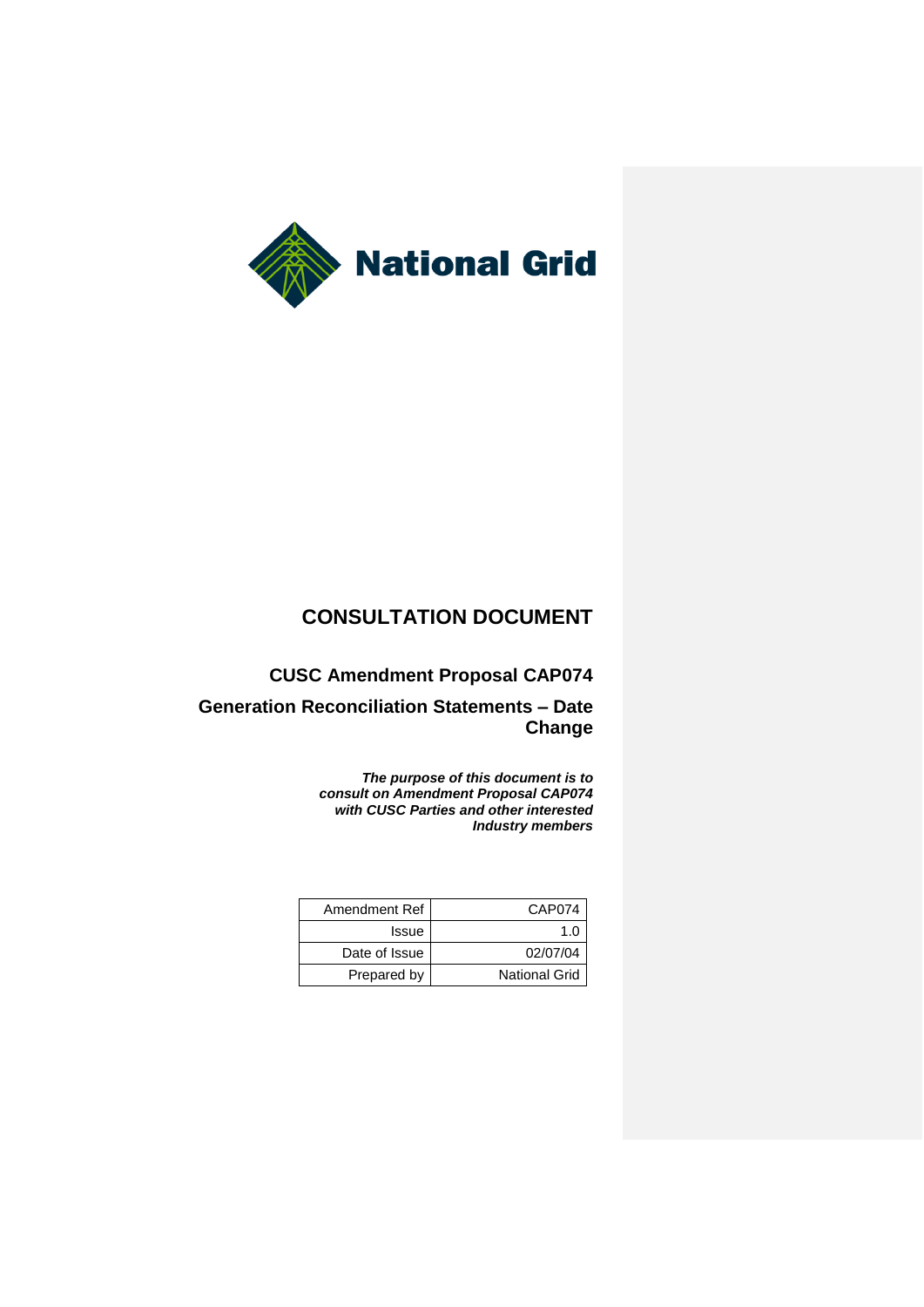National Grid

# CONSULTATION DOCUMENT

## CUSC Amendment Proposal CAP074

## Generation Reconciliation Statements – Date Change

***The purpose of this document is to consult on Amendment Proposal CAP074 with CUSC Parties and other interested Industry members***

| Amendment Ref | CAP074 |
|---|---|
| Issue | 1.0 |
| Date of Issue | 02/07/04 |
| Prepared by | National Grid |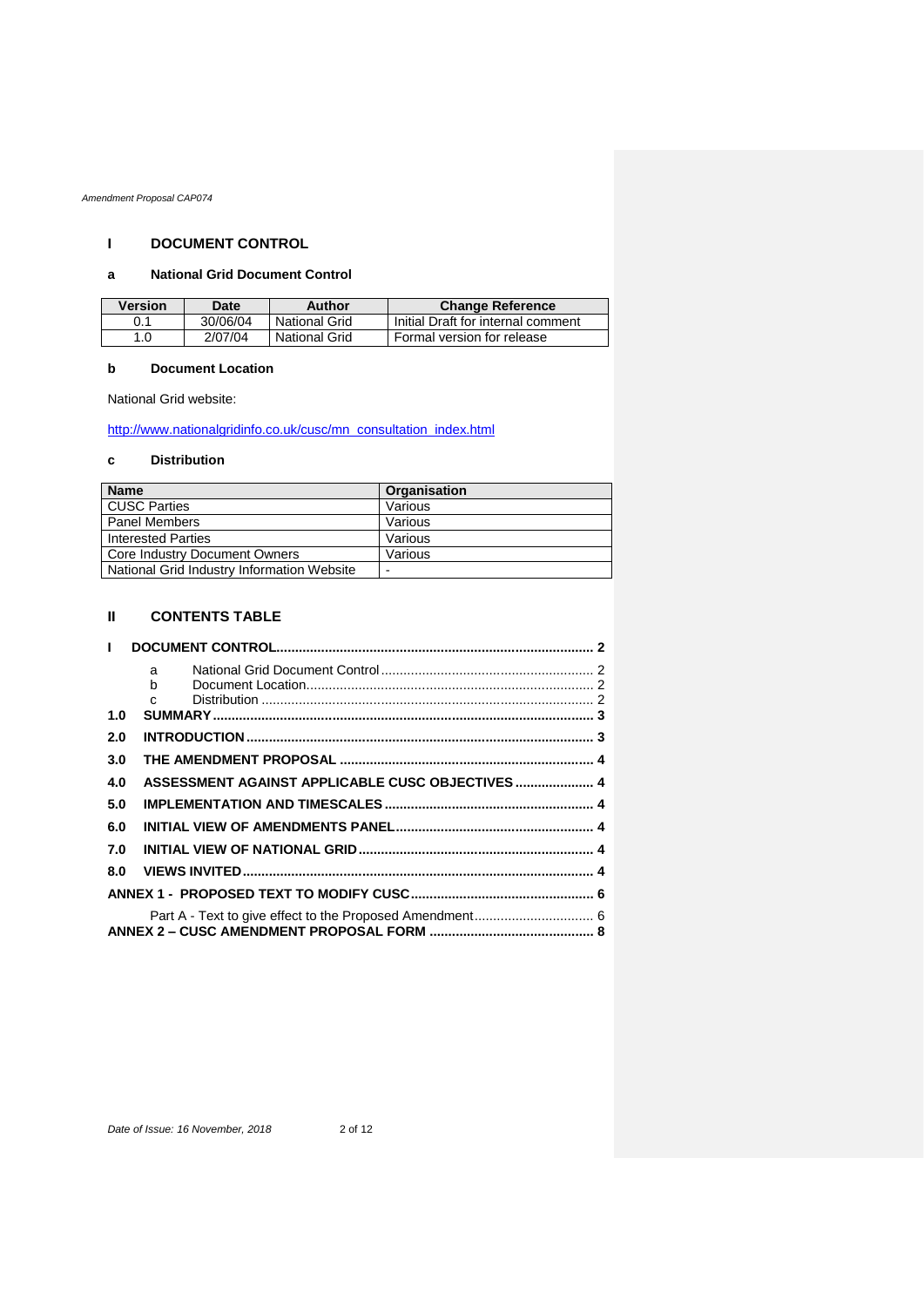# I DOCUMENT CONTROL

## a National Grid Document Control

| Version | Date | Author | Change Reference |
|---|---|---|---|
| 0.1 | 30/06/04 | National Grid | Initial Draft for internal comment |
| 1.0 | 2/07/04 | National Grid | Formal version for release |

## b Document Location

National Grid website:

http://www.nationalgridinfo.co.uk/cusc/mn_consultation_index.html

## c Distribution

| Name | Organisation |
|---|---|
| CUSC Parties | Various |
| Panel Members | Various |
| Interested Parties | Various |
| Core Industry Document Owners | Various |
| National Grid Industry Information Website | - |

# II CONTENTS TABLE

I DOCUMENT CONTROL .......... 2
- a National Grid Document Control .......... 2
- b Document Location .......... 2
- c Distribution .......... 2

1.0 SUMMARY .......... 3
2.0 INTRODUCTION .......... 3
3.0 THE AMENDMENT PROPOSAL .......... 4
4.0 ASSESSMENT AGAINST APPLICABLE CUSC OBJECTIVES .......... 4
5.0 IMPLEMENTATION AND TIMESCALES .......... 4
6.0 INITIAL VIEW OF AMENDMENTS PANEL .......... 4
7.0 INITIAL VIEW OF NATIONAL GRID .......... 4
8.0 VIEWS INVITED .......... 4
ANNEX 1 - PROPOSED TEXT TO MODIFY CUSC .......... 6
- Part A - Text to give effect to the Proposed Amendment .......... 6

ANNEX 2 – CUSC AMENDMENT PROPOSAL FORM .......... 8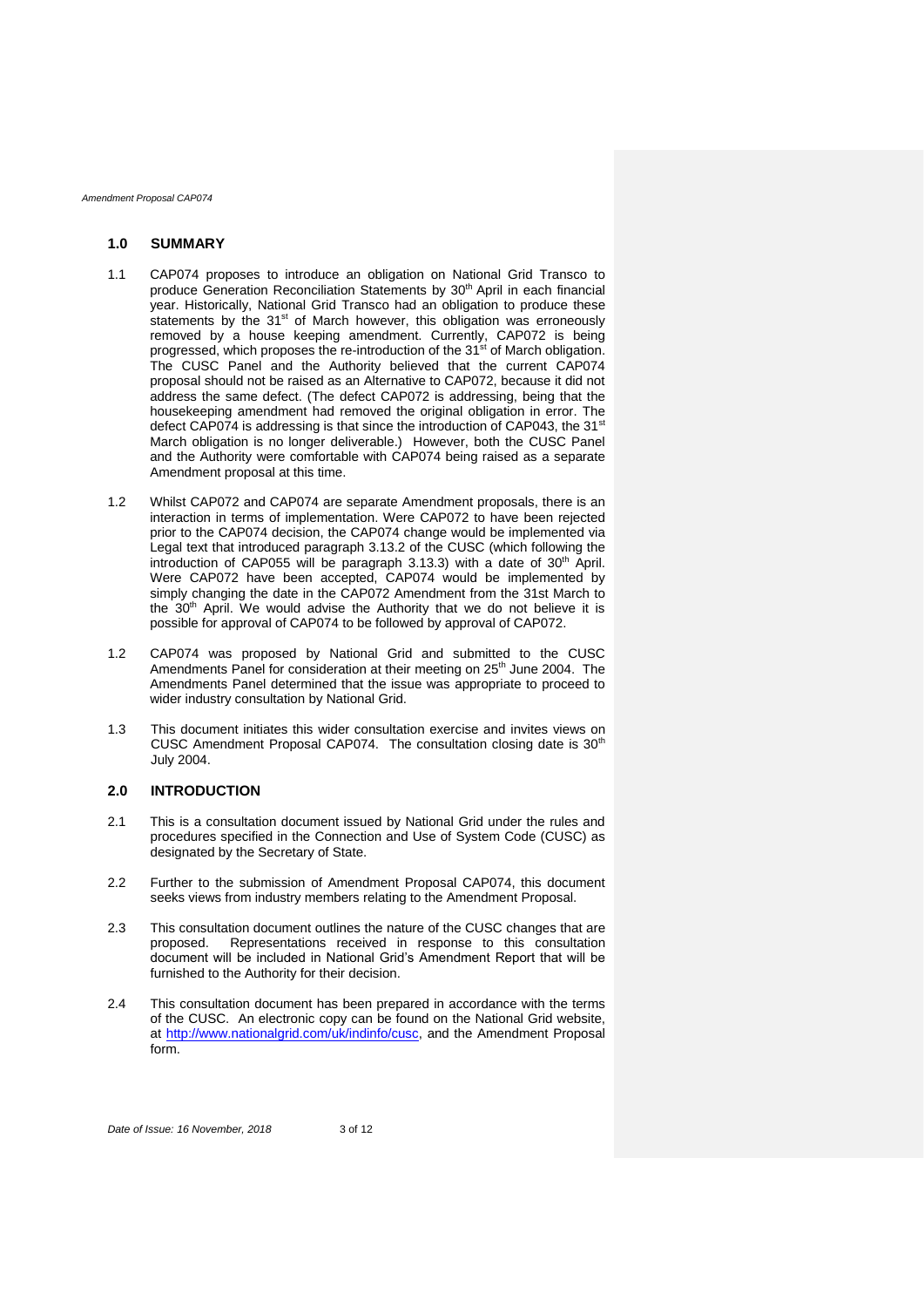## 1.0 SUMMARY

1.1 CAP074 proposes to introduce an obligation on National Grid Transco to produce Generation Reconciliation Statements by 30th April in each financial year. Historically, National Grid Transco had an obligation to produce these statements by the 31st of March however, this obligation was erroneously removed by a house keeping amendment. Currently, CAP072 is being progressed, which proposes the re-introduction of the 31st of March obligation. The CUSC Panel and the Authority believed that the current CAP074 proposal should not be raised as an Alternative to CAP072, because it did not address the same defect. (The defect CAP072 is addressing, being that the housekeeping amendment had removed the original obligation in error. The defect CAP074 is addressing is that since the introduction of CAP043, the 31st March obligation is no longer deliverable.) However, both the CUSC Panel and the Authority were comfortable with CAP074 being raised as a separate Amendment proposal at this time.

1.2 Whilst CAP072 and CAP074 are separate Amendment proposals, there is an interaction in terms of implementation. Were CAP072 to have been rejected prior to the CAP074 decision, the CAP074 change would be implemented via Legal text that introduced paragraph 3.13.2 of the CUSC (which following the introduction of CAP055 will be paragraph 3.13.3) with a date of 30th April. Were CAP072 have been accepted, CAP074 would be implemented by simply changing the date in the CAP072 Amendment from the 31st March to the 30th April. We would advise the Authority that we do not believe it is possible for approval of CAP074 to be followed by approval of CAP072.

1.2 CAP074 was proposed by National Grid and submitted to the CUSC Amendments Panel for consideration at their meeting on 25th June 2004. The Amendments Panel determined that the issue was appropriate to proceed to wider industry consultation by National Grid.

1.3 This document initiates this wider consultation exercise and invites views on CUSC Amendment Proposal CAP074. The consultation closing date is 30th July 2004.

## 2.0 INTRODUCTION

2.1 This is a consultation document issued by National Grid under the rules and procedures specified in the Connection and Use of System Code (CUSC) as designated by the Secretary of State.

2.2 Further to the submission of Amendment Proposal CAP074, this document seeks views from industry members relating to the Amendment Proposal.

2.3 This consultation document outlines the nature of the CUSC changes that are proposed. Representations received in response to this consultation document will be included in National Grid's Amendment Report that will be furnished to the Authority for their decision.

2.4 This consultation document has been prepared in accordance with the terms of the CUSC. An electronic copy can be found on the National Grid website, at http://www.nationalgrid.com/uk/indinfo/cusc, and the Amendment Proposal form.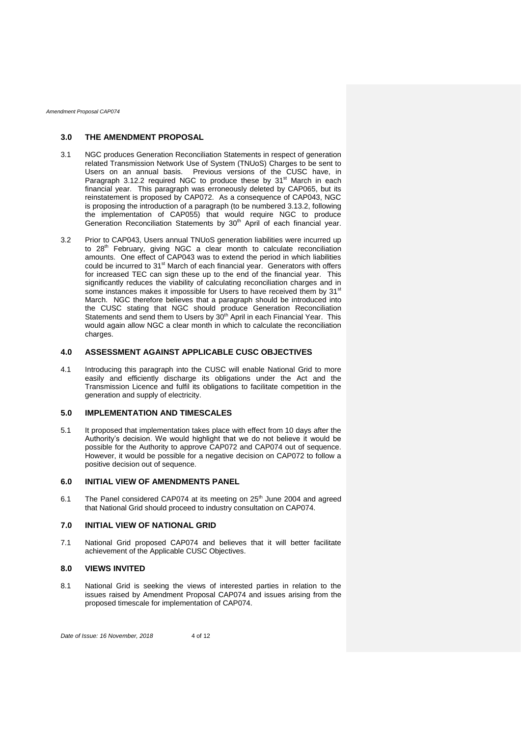## 3.0 THE AMENDMENT PROPOSAL

3.1 NGC produces Generation Reconciliation Statements in respect of generation related Transmission Network Use of System (TNUoS) Charges to be sent to Users on an annual basis. Previous versions of the CUSC have, in Paragraph 3.12.2 required NGC to produce these by 31st March in each financial year. This paragraph was erroneously deleted by CAP065, but its reinstatement is proposed by CAP072. As a consequence of CAP043, NGC is proposing the introduction of a paragraph (to be numbered 3.13.2, following the implementation of CAP055) that would require NGC to produce Generation Reconciliation Statements by 30th April of each financial year.

3.2 Prior to CAP043, Users annual TNUoS generation liabilities were incurred up to 28th February, giving NGC a clear month to calculate reconciliation amounts. One effect of CAP043 was to extend the period in which liabilities could be incurred to 31st March of each financial year. Generators with offers for increased TEC can sign these up to the end of the financial year. This significantly reduces the viability of calculating reconciliation charges and in some instances makes it impossible for Users to have received them by 31st March. NGC therefore believes that a paragraph should be introduced into the CUSC stating that NGC should produce Generation Reconciliation Statements and send them to Users by 30th April in each Financial Year. This would again allow NGC a clear month in which to calculate the reconciliation charges.

## 4.0 ASSESSMENT AGAINST APPLICABLE CUSC OBJECTIVES

4.1 Introducing this paragraph into the CUSC will enable National Grid to more easily and efficiently discharge its obligations under the Act and the Transmission Licence and fulfil its obligations to facilitate competition in the generation and supply of electricity.

## 5.0 IMPLEMENTATION AND TIMESCALES

5.1 It proposed that implementation takes place with effect from 10 days after the Authority's decision. We would highlight that we do not believe it would be possible for the Authority to approve CAP072 and CAP074 out of sequence. However, it would be possible for a negative decision on CAP072 to follow a positive decision out of sequence.

## 6.0 INITIAL VIEW OF AMENDMENTS PANEL

6.1 The Panel considered CAP074 at its meeting on 25th June 2004 and agreed that National Grid should proceed to industry consultation on CAP074.

## 7.0 INITIAL VIEW OF NATIONAL GRID

7.1 National Grid proposed CAP074 and believes that it will better facilitate achievement of the Applicable CUSC Objectives.

## 8.0 VIEWS INVITED

8.1 National Grid is seeking the views of interested parties in relation to the issues raised by Amendment Proposal CAP074 and issues arising from the proposed timescale for implementation of CAP074.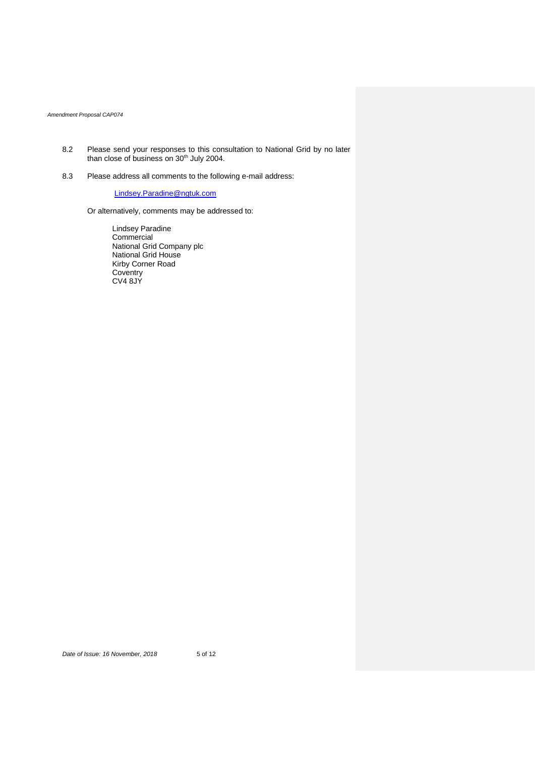8.2 Please send your responses to this consultation to National Grid by no later than close of business on 30th July 2004.

8.3 Please address all comments to the following e-mail address:

[Lindsey.Paradine@ngtuk.com](mailto:Lindsey.Paradine@ngtuk.com)

Or alternatively, comments may be addressed to:

Lindsey Paradine
Commercial
National Grid Company plc
National Grid House
Kirby Corner Road
Coventry
CV4 8JY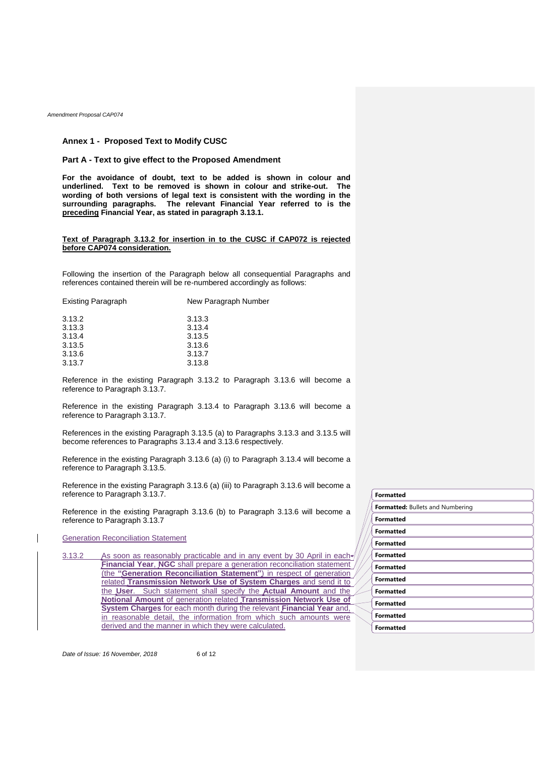## Annex 1 - Proposed Text to Modify CUSC

### Part A - Text to give effect to the Proposed Amendment

**For the avoidance of doubt, text to be added is shown in colour and underlined. Text to be removed is shown in colour and strike-out. The wording of both versions of legal text is consistent with the wording in the surrounding paragraphs. The relevant Financial Year referred to is the preceding Financial Year, as stated in paragraph 3.13.1.**

**Text of Paragraph 3.13.2 for insertion in to the CUSC if CAP072 is rejected before CAP074 consideration.**

Following the insertion of the Paragraph below all consequential Paragraphs and references contained therein will be re-numbered accordingly as follows:

| Existing Paragraph | New Paragraph Number |
|---|---|
| 3.13.2 | 3.13.3 |
| 3.13.3 | 3.13.4 |
| 3.13.4 | 3.13.5 |
| 3.13.5 | 3.13.6 |
| 3.13.6 | 3.13.7 |
| 3.13.7 | 3.13.8 |

Reference in the existing Paragraph 3.13.2 to Paragraph 3.13.6 will become a reference to Paragraph 3.13.7.

Reference in the existing Paragraph 3.13.4 to Paragraph 3.13.6 will become a reference to Paragraph 3.13.7.

References in the existing Paragraph 3.13.5 (a) to Paragraphs 3.13.3 and 3.13.5 will become references to Paragraphs 3.13.4 and 3.13.6 respectively.

Reference in the existing Paragraph 3.13.6 (a) (i) to Paragraph 3.13.4 will become a reference to Paragraph 3.13.5.

Reference in the existing Paragraph 3.13.6 (a) (iii) to Paragraph 3.13.6 will become a reference to Paragraph 3.13.7.

Reference in the existing Paragraph 3.13.6 (b) to Paragraph 3.13.6 will become a reference to Paragraph 3.13.7

Generation Reconciliation Statement

3.13.2 As soon as reasonably practicable and in any event by 30 April in each **Financial Year**, **NGC** shall prepare a generation reconciliation statement (the "**Generation Reconciliation Statement**") in respect of generation related **Transmission Network Use of System Charges** and send it to the **User**. Such statement shall specify the **Actual Amount** and the **Notional Amount** of generation related **Transmission Network Use of System Charges** for each month during the relevant **Financial Year** and, in reasonable detail, the information from which such amounts were derived and the manner in which they were calculated.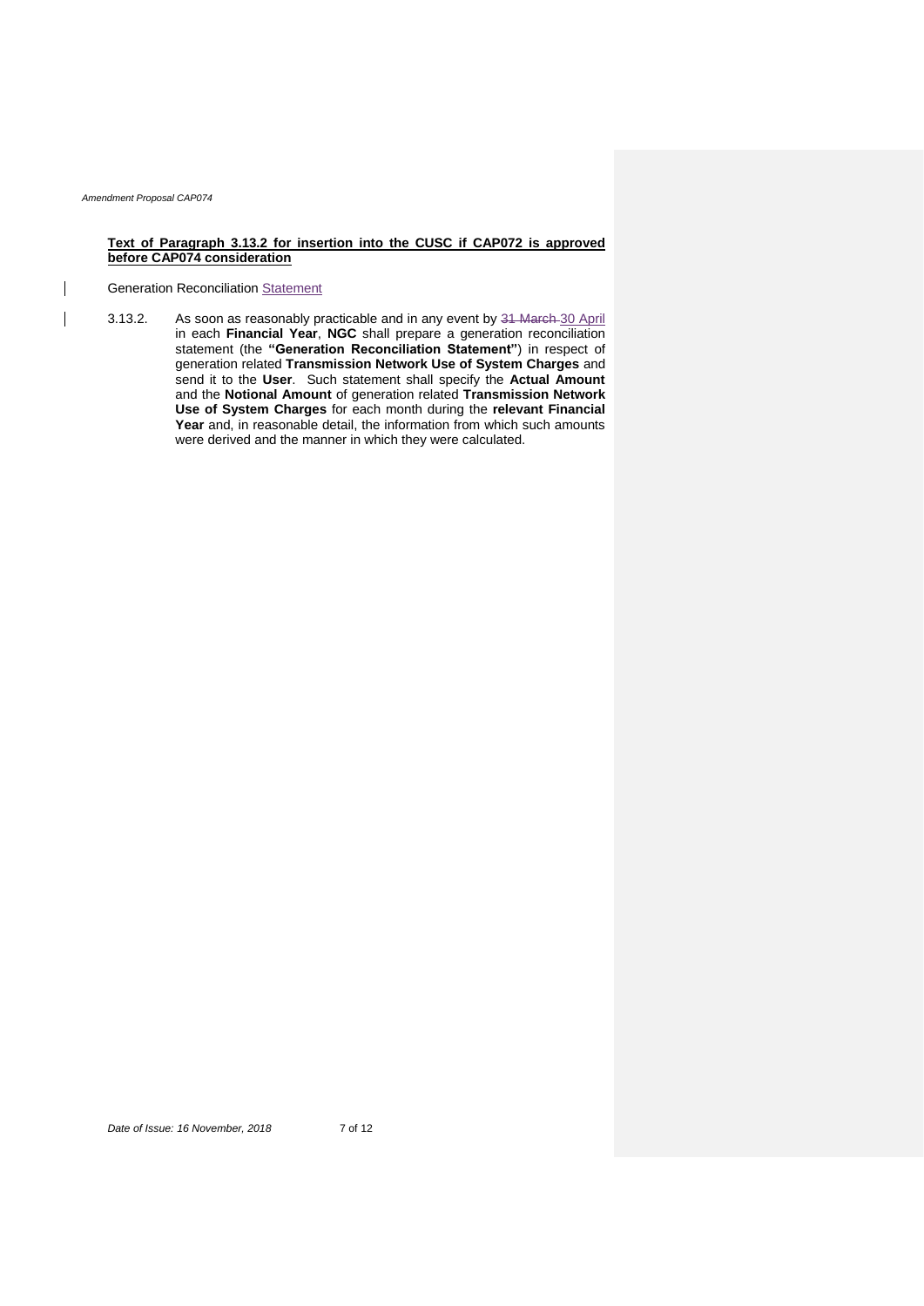**Text of Paragraph 3.13.2 for insertion into the CUSC if CAP072 is approved before CAP074 consideration**

Generation Reconciliation Statement

3.13.2. As soon as reasonably practicable and in any event by ~~31 March~~ 30 April in each **Financial Year**, **NGC** shall prepare a generation reconciliation statement (the **"Generation Reconciliation Statement"**) in respect of generation related **Transmission Network Use of System Charges** and send it to the **User**. Such statement shall specify the **Actual Amount** and the **Notional Amount** of generation related **Transmission Network Use of System Charges** for each month during the **relevant Financial Year** and, in reasonable detail, the information from which such amounts were derived and the manner in which they were calculated.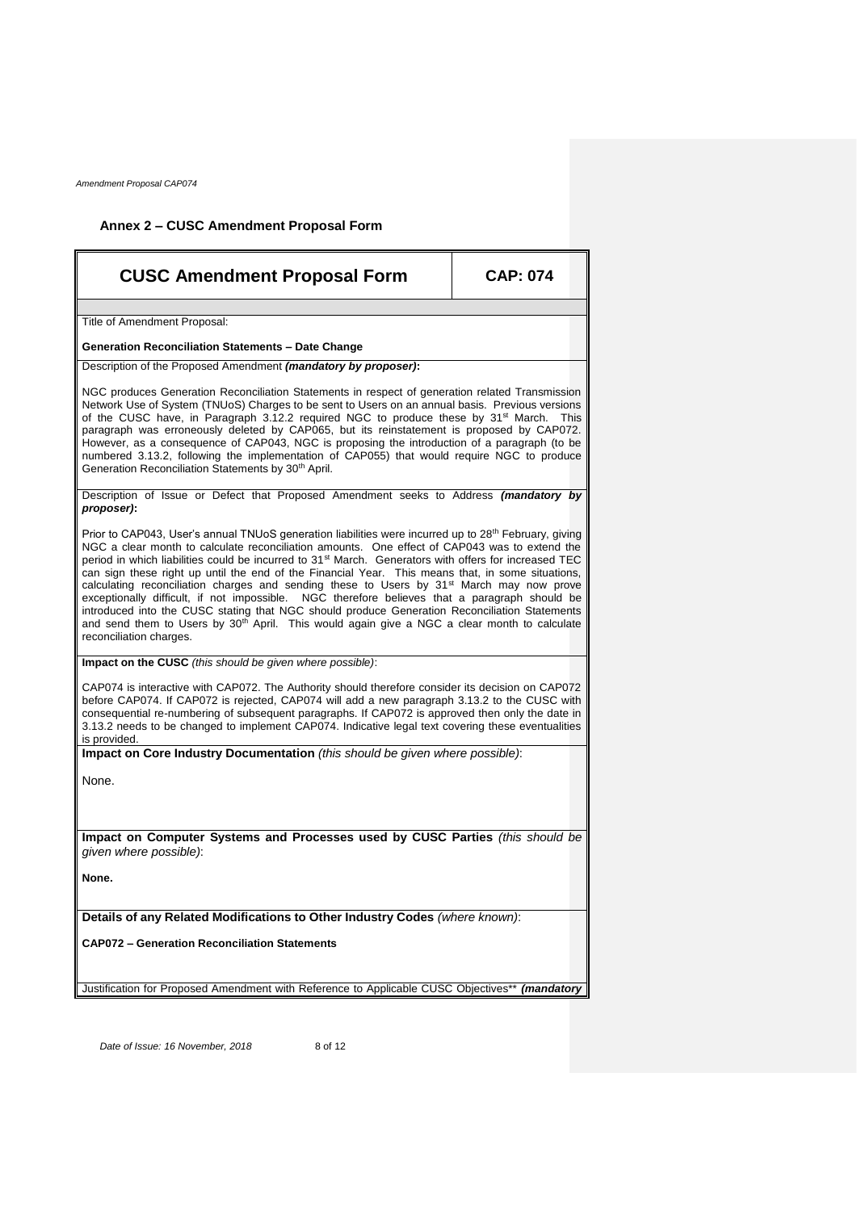## Annex 2 – CUSC Amendment Proposal Form

| CUSC Amendment Proposal Form | CAP: 074 |
|---|---|

Title of Amendment Proposal:

**Generation Reconciliation Statements – Date Change**

Description of the Proposed Amendment ***(mandatory by proposer)*:**

NGC produces Generation Reconciliation Statements in respect of generation related Transmission Network Use of System (TNUoS) Charges to be sent to Users on an annual basis. Previous versions of the CUSC have, in Paragraph 3.12.2 required NGC to produce these by 31st March. This paragraph was erroneously deleted by CAP065, but its reinstatement is proposed by CAP072. However, as a consequence of CAP043, NGC is proposing the introduction of a paragraph (to be numbered 3.13.2, following the implementation of CAP055) that would require NGC to produce Generation Reconciliation Statements by 30th April.

Description of Issue or Defect that Proposed Amendment seeks to Address ***(mandatory by proposer)*:**

Prior to CAP043, User's annual TNUoS generation liabilities were incurred up to 28th February, giving NGC a clear month to calculate reconciliation amounts. One effect of CAP043 was to extend the period in which liabilities could be incurred to 31st March. Generators with offers for increased TEC can sign these right up until the end of the Financial Year. This means that, in some situations, calculating reconciliation charges and sending these to Users by 31st March may now prove exceptionally difficult, if not impossible. NGC therefore believes that a paragraph should be introduced into the CUSC stating that NGC should produce Generation Reconciliation Statements and send them to Users by 30th April. This would again give a NGC a clear month to calculate reconciliation charges.

**Impact on the CUSC** *(this should be given where possible)*:

CAP074 is interactive with CAP072. The Authority should therefore consider its decision on CAP072 before CAP074. If CAP072 is rejected, CAP074 will add a new paragraph 3.13.2 to the CUSC with consequential re-numbering of subsequent paragraphs. If CAP072 is approved then only the date in 3.13.2 needs to be changed to implement CAP074. Indicative legal text covering these eventualities is provided.

**Impact on Core Industry Documentation** *(this should be given where possible)*:

None.

**Impact on Computer Systems and Processes used by CUSC Parties** *(this should be given where possible)*:

**None.**

**Details of any Related Modifications to Other Industry Codes** *(where known)*:

**CAP072 – Generation Reconciliation Statements**

Justification for Proposed Amendment with Reference to Applicable CUSC Objectives** ***(mandatory***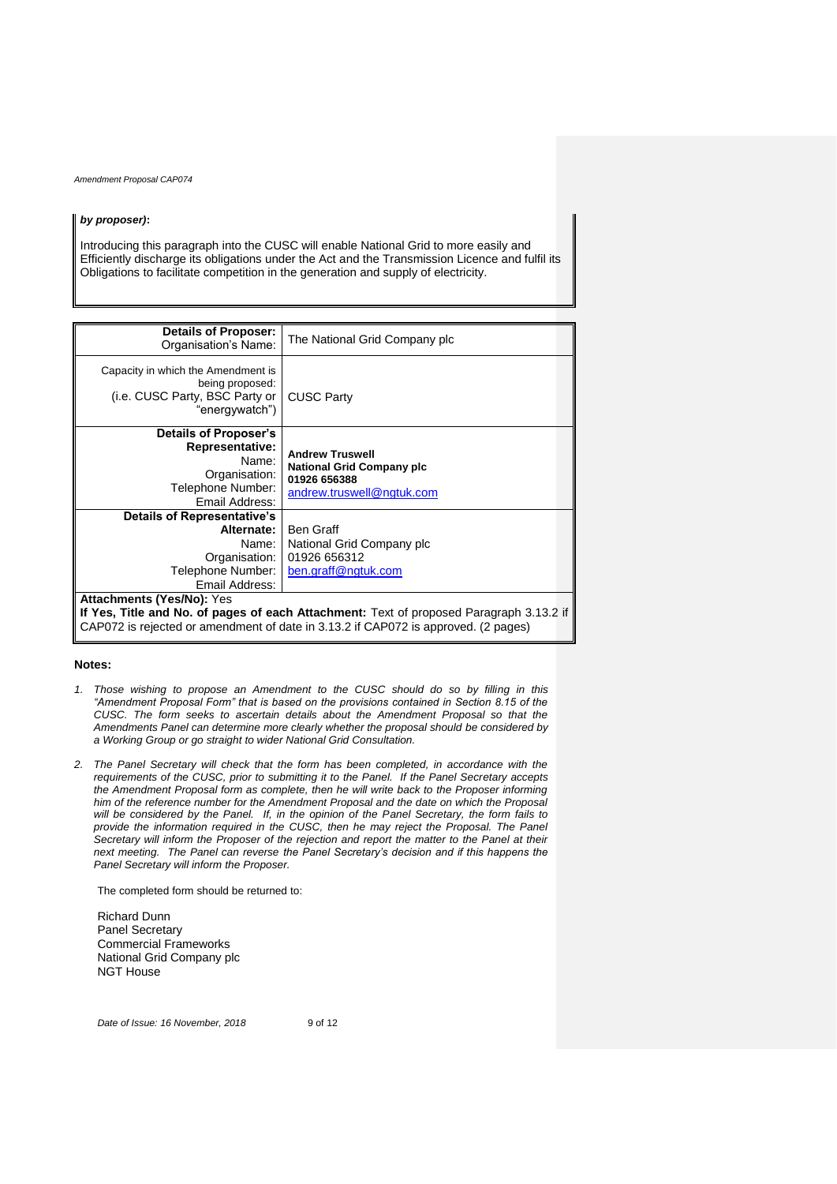***by proposer)*:**

Introducing this paragraph into the CUSC will enable National Grid to more easily and Efficiently discharge its obligations under the Act and the Transmission Licence and fulfil its Obligations to facilitate competition in the generation and supply of electricity.

| **Details of Proposer:** Organisation's Name: | The National Grid Company plc |
|---|---|
| Capacity in which the Amendment is being proposed: (i.e. CUSC Party, BSC Party or "energywatch") | CUSC Party |
| **Details of Proposer's Representative:** Name: Organisation: Telephone Number: Email Address: | **Andrew Truswell** **National Grid Company plc** **01926 656388** andrew.truswell@ngtuk.com |
| **Details of Representative's Alternate:** Name: Organisation: Telephone Number: Email Address: | Ben Graff National Grid Company plc 01926 656312 ben.graff@ngtuk.com |

**Attachments (Yes/No):** Yes
**If Yes, Title and No. of pages of each Attachment:** Text of proposed Paragraph 3.13.2 if CAP072 is rejected or amendment of date in 3.13.2 if CAP072 is approved. (2 pages)

**Notes:**

1. *Those wishing to propose an Amendment to the CUSC should do so by filling in this "Amendment Proposal Form" that is based on the provisions contained in Section 8.15 of the CUSC. The form seeks to ascertain details about the Amendment Proposal so that the Amendments Panel can determine more clearly whether the proposal should be considered by a Working Group or go straight to wider National Grid Consultation.*

2. *The Panel Secretary will check that the form has been completed, in accordance with the requirements of the CUSC, prior to submitting it to the Panel. If the Panel Secretary accepts the Amendment Proposal form as complete, then he will write back to the Proposer informing him of the reference number for the Amendment Proposal and the date on which the Proposal will be considered by the Panel. If, in the opinion of the Panel Secretary, the form fails to provide the information required in the CUSC, then he may reject the Proposal. The Panel Secretary will inform the Proposer of the rejection and report the matter to the Panel at their next meeting. The Panel can reverse the Panel Secretary's decision and if this happens the Panel Secretary will inform the Proposer.*

The completed form should be returned to:

Richard Dunn
Panel Secretary
Commercial Frameworks
National Grid Company plc
NGT House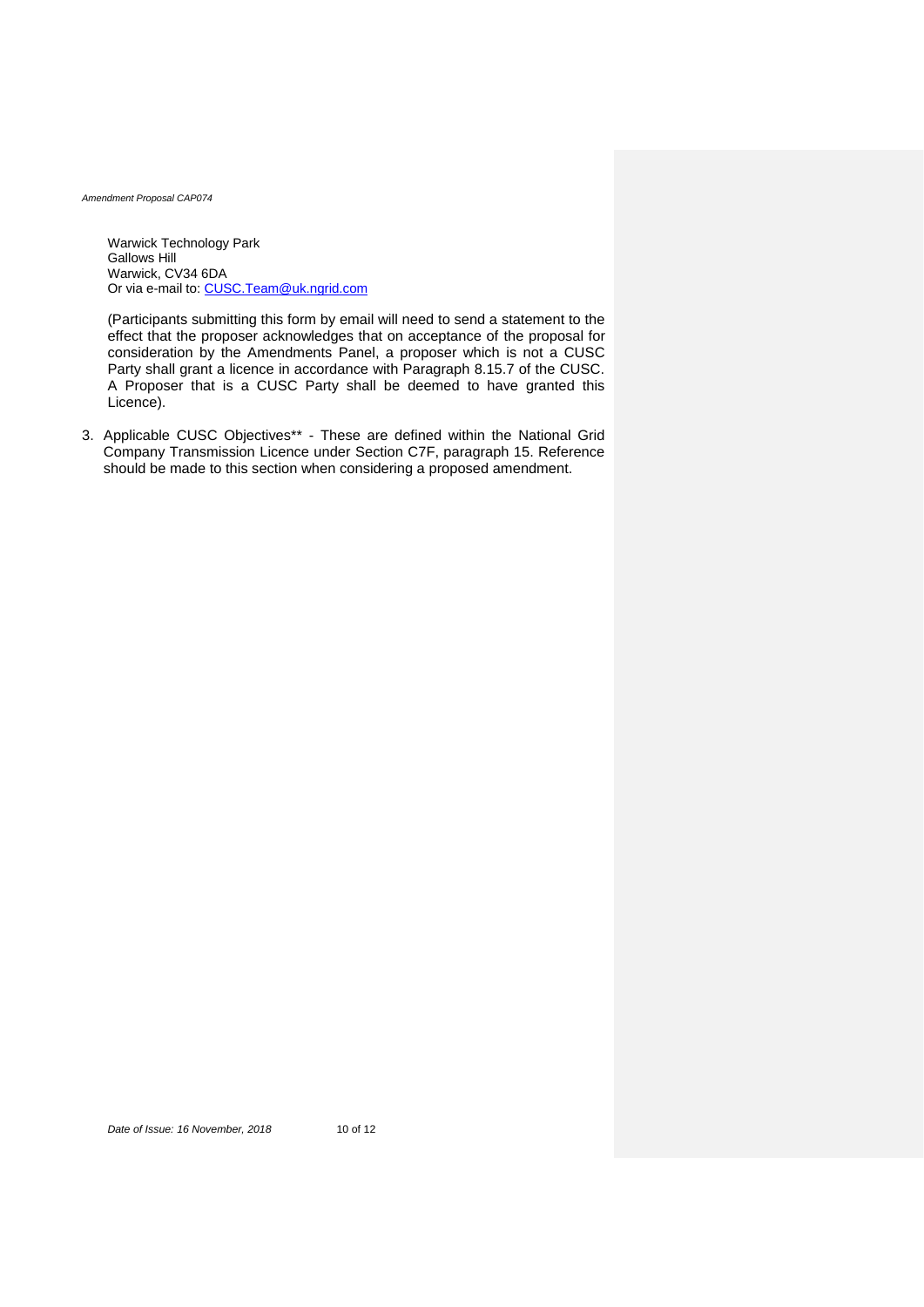Warwick Technology Park
Gallows Hill
Warwick, CV34 6DA
Or via e-mail to: CUSC.Team@uk.ngrid.com

(Participants submitting this form by email will need to send a statement to the effect that the proposer acknowledges that on acceptance of the proposal for consideration by the Amendments Panel, a proposer which is not a CUSC Party shall grant a licence in accordance with Paragraph 8.15.7 of the CUSC. A Proposer that is a CUSC Party shall be deemed to have granted this Licence).

3. Applicable CUSC Objectives** - These are defined within the National Grid Company Transmission Licence under Section C7F, paragraph 15. Reference should be made to this section when considering a proposed amendment.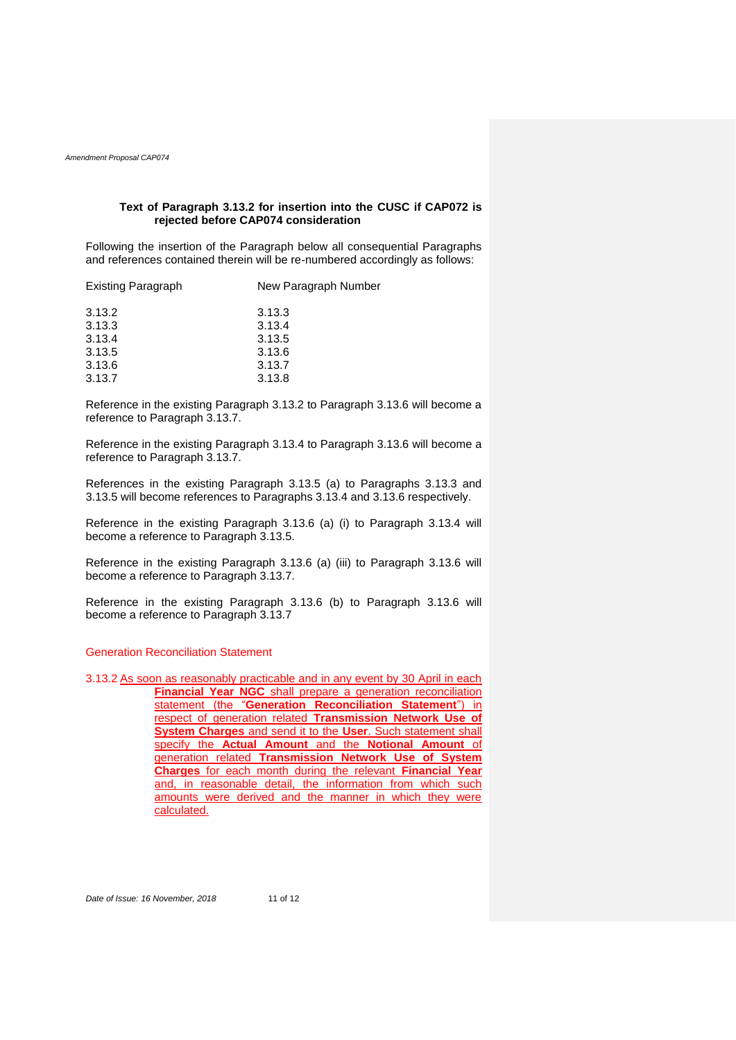### Text of Paragraph 3.13.2 for insertion into the CUSC if CAP072 is rejected before CAP074 consideration

Following the insertion of the Paragraph below all consequential Paragraphs and references contained therein will be re-numbered accordingly as follows:

| Existing Paragraph | New Paragraph Number |
| --- | --- |
| 3.13.2 | 3.13.3 |
| 3.13.3 | 3.13.4 |
| 3.13.4 | 3.13.5 |
| 3.13.5 | 3.13.6 |
| 3.13.6 | 3.13.7 |
| 3.13.7 | 3.13.8 |

Reference in the existing Paragraph 3.13.2 to Paragraph 3.13.6 will become a reference to Paragraph 3.13.7.

Reference in the existing Paragraph 3.13.4 to Paragraph 3.13.6 will become a reference to Paragraph 3.13.7.

References in the existing Paragraph 3.13.5 (a) to Paragraphs 3.13.3 and 3.13.5 will become references to Paragraphs 3.13.4 and 3.13.6 respectively.

Reference in the existing Paragraph 3.13.6 (a) (i) to Paragraph 3.13.4 will become a reference to Paragraph 3.13.5.

Reference in the existing Paragraph 3.13.6 (a) (iii) to Paragraph 3.13.6 will become a reference to Paragraph 3.13.7.

Reference in the existing Paragraph 3.13.6 (b) to Paragraph 3.13.6 will become a reference to Paragraph 3.13.7

Generation Reconciliation Statement

3.13.2 As soon as reasonably practicable and in any event by 30 April in each **Financial Year NGC** shall prepare a generation reconciliation statement (the "**Generation Reconciliation Statement**") in respect of generation related **Transmission Network Use of System Charges** and send it to the **User**. Such statement shall specify the **Actual Amount** and the **Notional Amount** of generation related **Transmission Network Use of System Charges** for each month during the relevant **Financial Year** and, in reasonable detail, the information from which such amounts were derived and the manner in which they were calculated.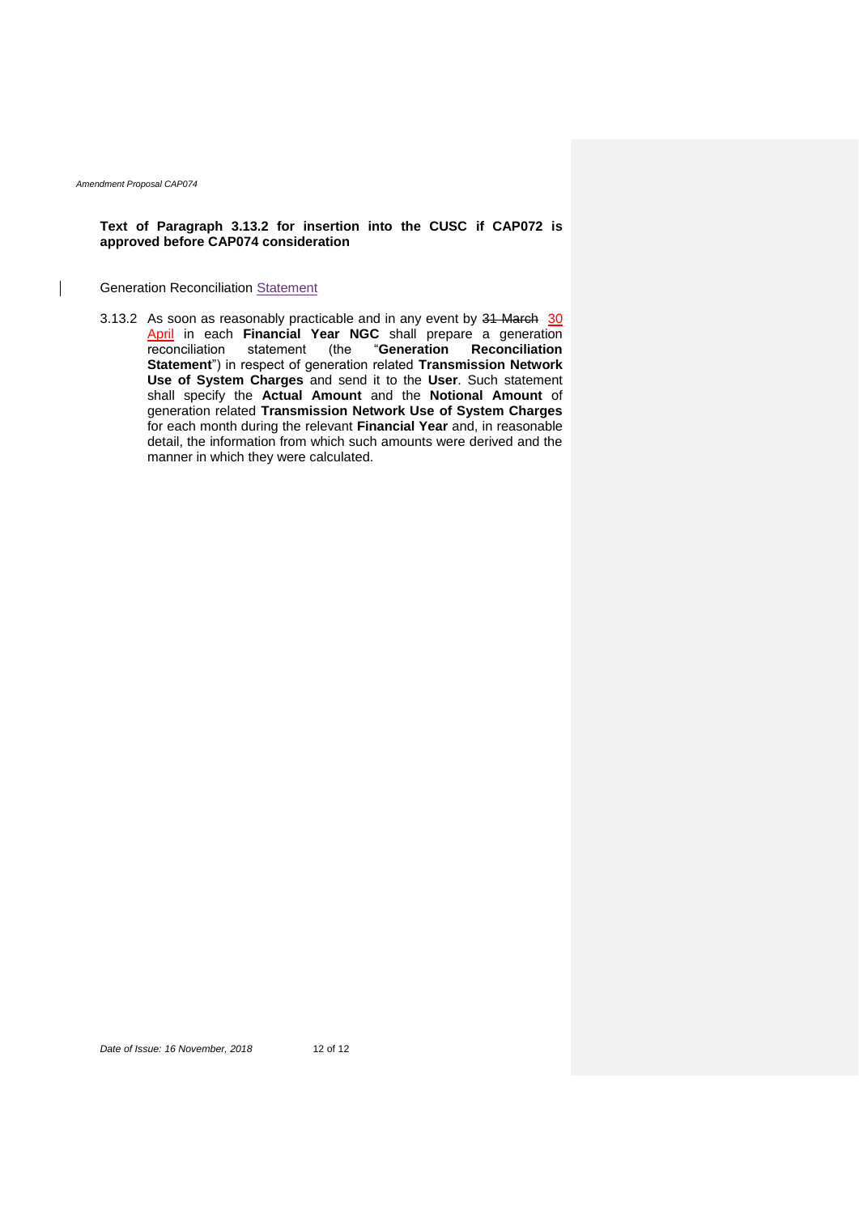**Text of Paragraph 3.13.2 for insertion into the CUSC if CAP072 is approved before CAP074 consideration**

Generation Reconciliation Statement

3.13.2 As soon as reasonably practicable and in any event by ~~31 March~~ 30 April in each **Financial Year NGC** shall prepare a generation reconciliation statement (the "**Generation Reconciliation Statement**") in respect of generation related **Transmission Network Use of System Charges** and send it to the **User**. Such statement shall specify the **Actual Amount** and the **Notional Amount** of generation related **Transmission Network Use of System Charges** for each month during the relevant **Financial Year** and, in reasonable detail, the information from which such amounts were derived and the manner in which they were calculated.